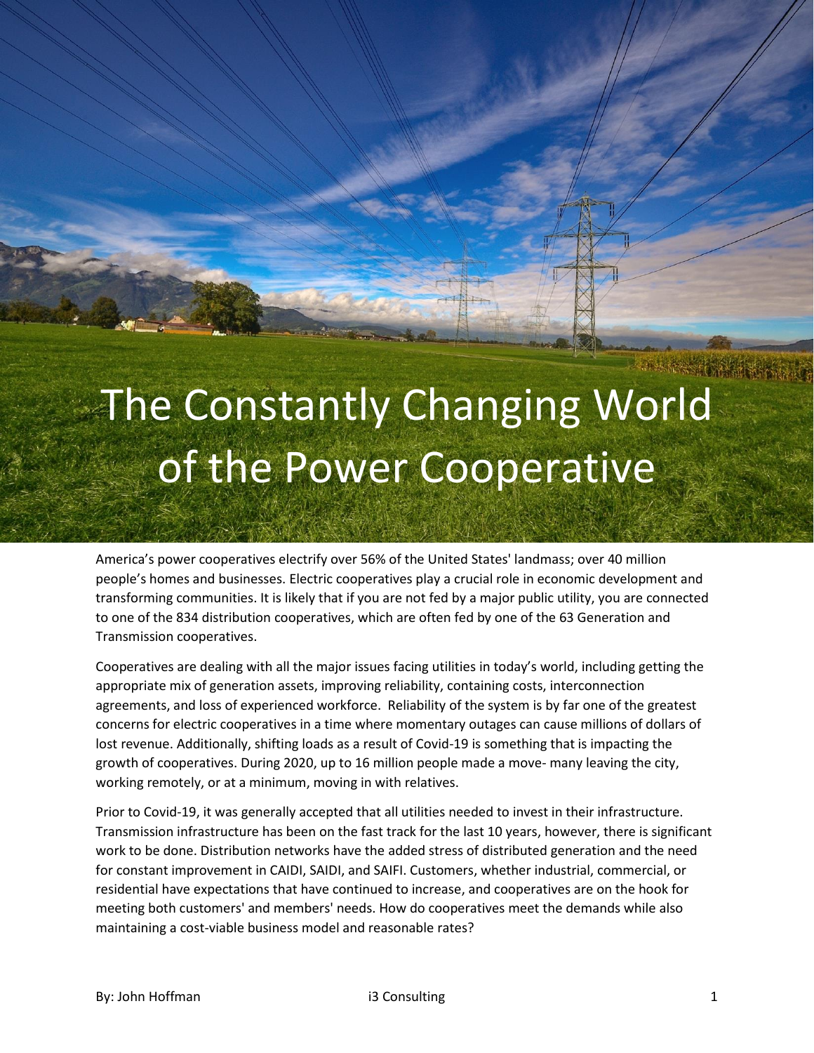# The Constantly Changing World of the Power Cooperative

America's power cooperatives electrify over 56% of the United States' landmass; over 40 million people's homes and businesses. Electric cooperatives play a crucial role in economic development and transforming communities. It is likely that if you are not fed by a major public utility, you are connected to one of the 834 distribution cooperatives, which are often fed by one of the 63 Generation and Transmission cooperatives.

Cooperatives are dealing with all the major issues facing utilities in today's world, including getting the appropriate mix of generation assets, improving reliability, containing costs, interconnection agreements, and loss of experienced workforce. Reliability of the system is by far one of the greatest concerns for electric cooperatives in a time where momentary outages can cause millions of dollars of lost revenue. Additionally, shifting loads as a result of Covid-19 is something that is impacting the growth of cooperatives. During 2020, up to 16 million people made a move- many leaving the city, working remotely, or at a minimum, moving in with relatives.

Prior to Covid-19, it was generally accepted that all utilities needed to invest in their infrastructure. Transmission infrastructure has been on the fast track for the last 10 years, however, there is significant work to be done. Distribution networks have the added stress of distributed generation and the need for constant improvement in CAIDI, SAIDI, and SAIFI. Customers, whether industrial, commercial, or residential have expectations that have continued to increase, and cooperatives are on the hook for meeting both customers' and members' needs. How do cooperatives meet the demands while also maintaining a cost-viable business model and reasonable rates?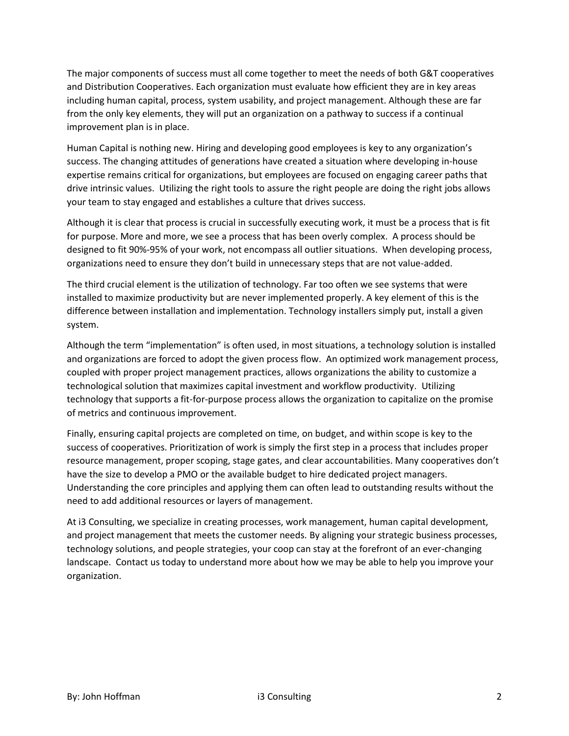The major components of success must all come together to meet the needs of both G&T cooperatives and Distribution Cooperatives. Each organization must evaluate how efficient they are in key areas including human capital, process, system usability, and project management. Although these are far from the only key elements, they will put an organization on a pathway to success if a continual improvement plan is in place.

Human Capital is nothing new. Hiring and developing good employees is key to any organization's success. The changing attitudes of generations have created a situation where developing in-house expertise remains critical for organizations, but employees are focused on engaging career paths that drive intrinsic values. Utilizing the right tools to assure the right people are doing the right jobs allows your team to stay engaged and establishes a culture that drives success.

Although it is clear that process is crucial in successfully executing work, it must be a process that is fit for purpose. More and more, we see a process that has been overly complex. A process should be designed to fit 90%-95% of your work, not encompass all outlier situations. When developing process, organizations need to ensure they don't build in unnecessary steps that are not value-added.

The third crucial element is the utilization of technology. Far too often we see systems that were installed to maximize productivity but are never implemented properly. A key element of this is the difference between installation and implementation. Technology installers simply put, install a given system.

Although the term "implementation" is often used, in most situations, a technology solution is installed and organizations are forced to adopt the given process flow. An optimized work management process, coupled with proper project management practices, allows organizations the ability to customize a technological solution that maximizes capital investment and workflow productivity. Utilizing technology that supports a fit-for-purpose process allows the organization to capitalize on the promise of metrics and continuous improvement.

Finally, ensuring capital projects are completed on time, on budget, and within scope is key to the success of cooperatives. Prioritization of work is simply the first step in a process that includes proper resource management, proper scoping, stage gates, and clear accountabilities. Many cooperatives don't have the size to develop a PMO or the available budget to hire dedicated project managers. Understanding the core principles and applying them can often lead to outstanding results without the need to add additional resources or layers of management.

At i3 Consulting, we specialize in creating processes, work management, human capital development, and project management that meets the customer needs. By aligning your strategic business processes, technology solutions, and people strategies, your coop can stay at the forefront of an ever-changing landscape. Contact us today to understand more about how we may be able to help you improve your organization.